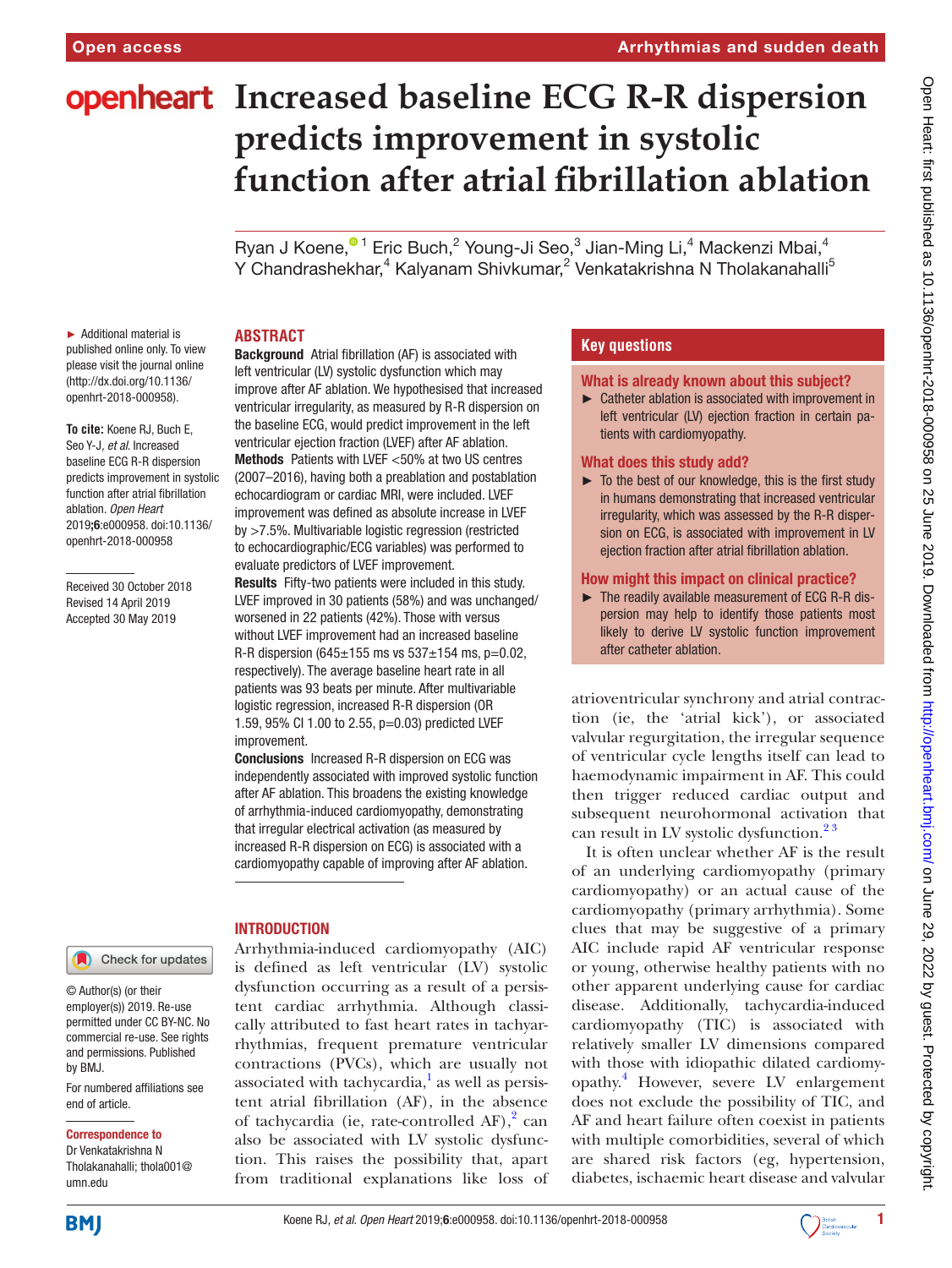# Increased baseline ECG R-R dispersion predicts improvement in systolic function after atrial fibrillation ablation

Ryan J Koene,[1] Eric Buch,[2] Young-Ji Seo,[3] Jian-Ming Li,[4] Mackenzi Mbai,[4] Y Chandrashekhar,[4] Kalyanam Shivkumar,[2] Venkatakrishna N Tholakanahalli[5]

► Additional material is published online only. To view please visit the journal online (http://dx.doi.org/10.1136/openhrt-2018-000958).

**To cite:** Koene RJ, Buch E, Seo Y-J, *et al*. Increased baseline ECG R-R dispersion predicts improvement in systolic function after atrial fibrillation ablation. *Open Heart* 2019;**6**:e000958. doi:10.1136/openhrt-2018-000958

Received 30 October 2018
Revised 14 April 2019
Accepted 30 May 2019

## ABSTRACT

**Background** Atrial fibrillation (AF) is associated with left ventricular (LV) systolic dysfunction which may improve after AF ablation. We hypothesised that increased ventricular irregularity, as measured by R-R dispersion on the baseline ECG, would predict improvement in the left ventricular ejection fraction (LVEF) after AF ablation.
**Methods** Patients with LVEF <50% at two US centres (2007–2016), having both a preablation and postablation echocardiogram or cardiac MRI, were included. LVEF improvement was defined as absolute increase in LVEF by >7.5%. Multivariable logistic regression (restricted to echocardiographic/ECG variables) was performed to evaluate predictors of LVEF improvement.
**Results** Fifty-two patients were included in this study. LVEF improved in 30 patients (58%) and was unchanged/worsened in 22 patients (42%). Those with versus without LVEF improvement had an increased baseline R-R dispersion (645±155 ms vs 537±154 ms, p=0.02, respectively). The average baseline heart rate in all patients was 93 beats per minute. After multivariable logistic regression, increased R-R dispersion (OR 1.59, 95% CI 1.00 to 2.55, p=0.03) predicted LVEF improvement.
**Conclusions** Increased R-R dispersion on ECG was independently associated with improved systolic function after AF ablation. This broadens the existing knowledge of arrhythmia-induced cardiomyopathy, demonstrating that irregular electrical activation (as measured by increased R-R dispersion on ECG) is associated with a cardiomyopathy capable of improving after AF ablation.

## Key questions

### What is already known about this subject?

► Catheter ablation is associated with improvement in left ventricular (LV) ejection fraction in certain patients with cardiomyopathy.

### What does this study add?

► To the best of our knowledge, this is the first study in humans demonstrating that increased ventricular irregularity, which was assessed by the R-R dispersion on ECG, is associated with improvement in LV ejection fraction after atrial fibrillation ablation.

### How might this impact on clinical practice?

► The readily available measurement of ECG R-R dispersion may help to identify those patients most likely to derive LV systolic function improvement after catheter ablation.

## INTRODUCTION

Arrhythmia-induced cardiomyopathy (AIC) is defined as left ventricular (LV) systolic dysfunction occurring as a result of a persistent cardiac arrhythmia. Although classically attributed to fast heart rates in tachyarrhythmias, frequent premature ventricular contractions (PVCs), which are usually not associated with tachycardia,[1] as well as persistent atrial fibrillation (AF), in the absence of tachycardia (ie, rate-controlled AF),[2] can also be associated with LV systolic dysfunction. This raises the possibility that, apart from traditional explanations like loss of atrioventricular synchrony and atrial contraction (ie, the 'atrial kick'), or associated valvular regurgitation, the irregular sequence of ventricular cycle lengths itself can lead to haemodynamic impairment in AF. This could then trigger reduced cardiac output and subsequent neurohormonal activation that can result in LV systolic dysfunction.[2,3]

It is often unclear whether AF is the result of an underlying cardiomyopathy (primary cardiomyopathy) or an actual cause of the cardiomyopathy (primary arrhythmia). Some clues that may be suggestive of a primary AIC include rapid AF ventricular response or young, otherwise healthy patients with no other apparent underlying cause for cardiac disease. Additionally, tachycardia-induced cardiomyopathy (TIC) is associated with relatively smaller LV dimensions compared with those with idiopathic dilated cardiomyopathy.[4] However, severe LV enlargement does not exclude the possibility of TIC, and AF and heart failure often coexist in patients with multiple comorbidities, several of which are shared risk factors (eg, hypertension, diabetes, ischaemic heart disease and valvular

© Author(s) (or their employer(s)) 2019. Re-use permitted under CC BY-NC. No commercial re-use. See rights and permissions. Published by BMJ.

For numbered affiliations see end of article.

**Correspondence to**
Dr Venkatakrishna N Tholakanahalli; thola001@umn.edu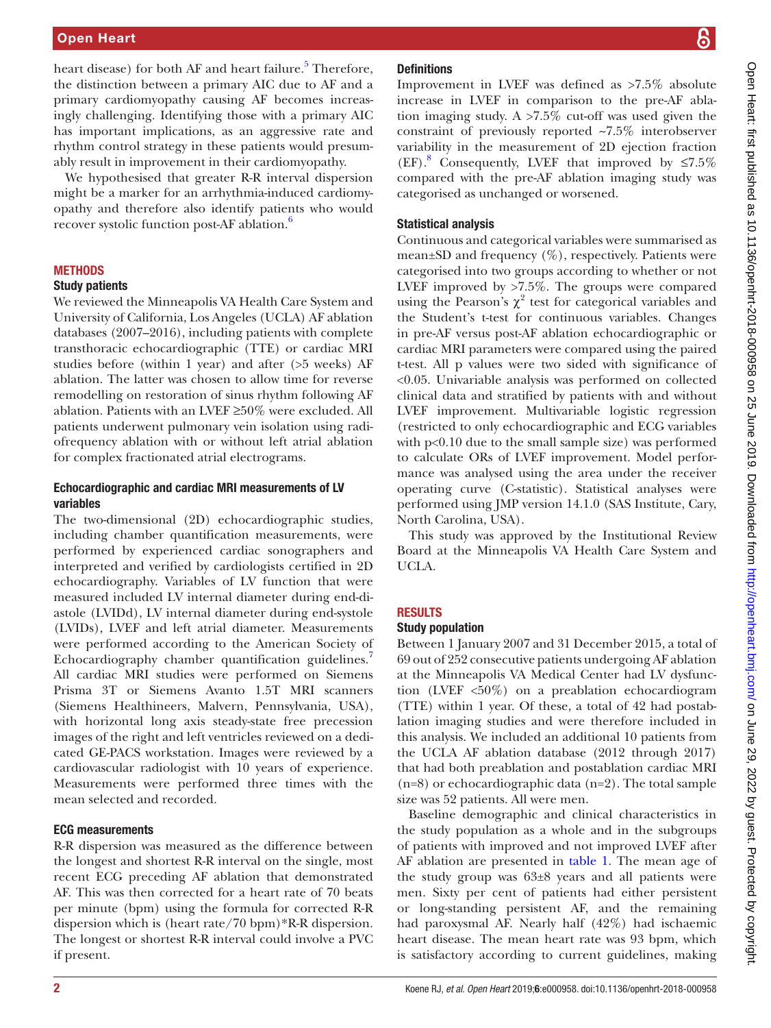heart disease) for both AF and heart failure.[5] Therefore, the distinction between a primary AIC due to AF and a primary cardiomyopathy causing AF becomes increasingly challenging. Identifying those with a primary AIC has important implications, as an aggressive rate and rhythm control strategy in these patients would presumably result in improvement in their cardiomyopathy.

We hypothesised that greater R-R interval dispersion might be a marker for an arrhythmia-induced cardiomyopathy and therefore also identify patients who would recover systolic function post-AF ablation.[6]

## METHODS

### Study patients

We reviewed the Minneapolis VA Health Care System and University of California, Los Angeles (UCLA) AF ablation databases (2007–2016), including patients with complete transthoracic echocardiographic (TTE) or cardiac MRI studies before (within 1 year) and after (>5 weeks) AF ablation. The latter was chosen to allow time for reverse remodelling on restoration of sinus rhythm following AF ablation. Patients with an LVEF ≥50% were excluded. All patients underwent pulmonary vein isolation using radiofrequency ablation with or without left atrial ablation for complex fractionated atrial electrograms.

### Echocardiographic and cardiac MRI measurements of LV variables

The two-dimensional (2D) echocardiographic studies, including chamber quantification measurements, were performed by experienced cardiac sonographers and interpreted and verified by cardiologists certified in 2D echocardiography. Variables of LV function that were measured included LV internal diameter during end-diastole (LVIDd), LV internal diameter during end-systole (LVIDs), LVEF and left atrial diameter. Measurements were performed according to the American Society of Echocardiography chamber quantification guidelines.[7] All cardiac MRI studies were performed on Siemens Prisma 3T or Siemens Avanto 1.5T MRI scanners (Siemens Healthineers, Malvern, Pennsylvania, USA), with horizontal long axis steady-state free precession images of the right and left ventricles reviewed on a dedicated GE-PACS workstation. Images were reviewed by a cardiovascular radiologist with 10 years of experience. Measurements were performed three times with the mean selected and recorded.

### ECG measurements

R-R dispersion was measured as the difference between the longest and shortest R-R interval on the single, most recent ECG preceding AF ablation that demonstrated AF. This was then corrected for a heart rate of 70 beats per minute (bpm) using the formula for corrected R-R dispersion which is (heart rate/70 bpm)*R-R dispersion. The longest or shortest R-R interval could involve a PVC if present.

### Definitions

Improvement in LVEF was defined as >7.5% absolute increase in LVEF in comparison to the pre-AF ablation imaging study. A >7.5% cut-off was used given the constraint of previously reported ~7.5% interobserver variability in the measurement of 2D ejection fraction (EF).[8] Consequently, LVEF that improved by ≤7.5% compared with the pre-AF ablation imaging study was categorised as unchanged or worsened.

### Statistical analysis

Continuous and categorical variables were summarised as mean±SD and frequency (%), respectively. Patients were categorised into two groups according to whether or not LVEF improved by >7.5%. The groups were compared using the Pearson's $\chi^2$ test for categorical variables and the Student's t-test for continuous variables. Changes in pre-AF versus post-AF ablation echocardiographic or cardiac MRI parameters were compared using the paired t-test. All p values were two sided with significance of <0.05. Univariable analysis was performed on collected clinical data and stratified by patients with and without LVEF improvement. Multivariable logistic regression (restricted to only echocardiographic and ECG variables with p<0.10 due to the small sample size) was performed to calculate ORs of LVEF improvement. Model performance was analysed using the area under the receiver operating curve (C-statistic). Statistical analyses were performed using JMP version 14.1.0 (SAS Institute, Cary, North Carolina, USA).

This study was approved by the Institutional Review Board at the Minneapolis VA Health Care System and UCLA.

## RESULTS

### Study population

Between 1 January 2007 and 31 December 2015, a total of 69 out of 252 consecutive patients undergoing AF ablation at the Minneapolis VA Medical Center had LV dysfunction (LVEF <50%) on a preablation echocardiogram (TTE) within 1 year. Of these, a total of 42 had postablation imaging studies and were therefore included in this analysis. We included an additional 10 patients from the UCLA AF ablation database (2012 through 2017) that had both preablation and postablation cardiac MRI (n=8) or echocardiographic data (n=2). The total sample size was 52 patients. All were men.

Baseline demographic and clinical characteristics in the study population as a whole and in the subgroups of patients with improved and not improved LVEF after AF ablation are presented in table 1. The mean age of the study group was 63±8 years and all patients were men. Sixty per cent of patients had either persistent or long-standing persistent AF, and the remaining had paroxysmal AF. Nearly half (42%) had ischaemic heart disease. The mean heart rate was 93 bpm, which is satisfactory according to current guidelines, making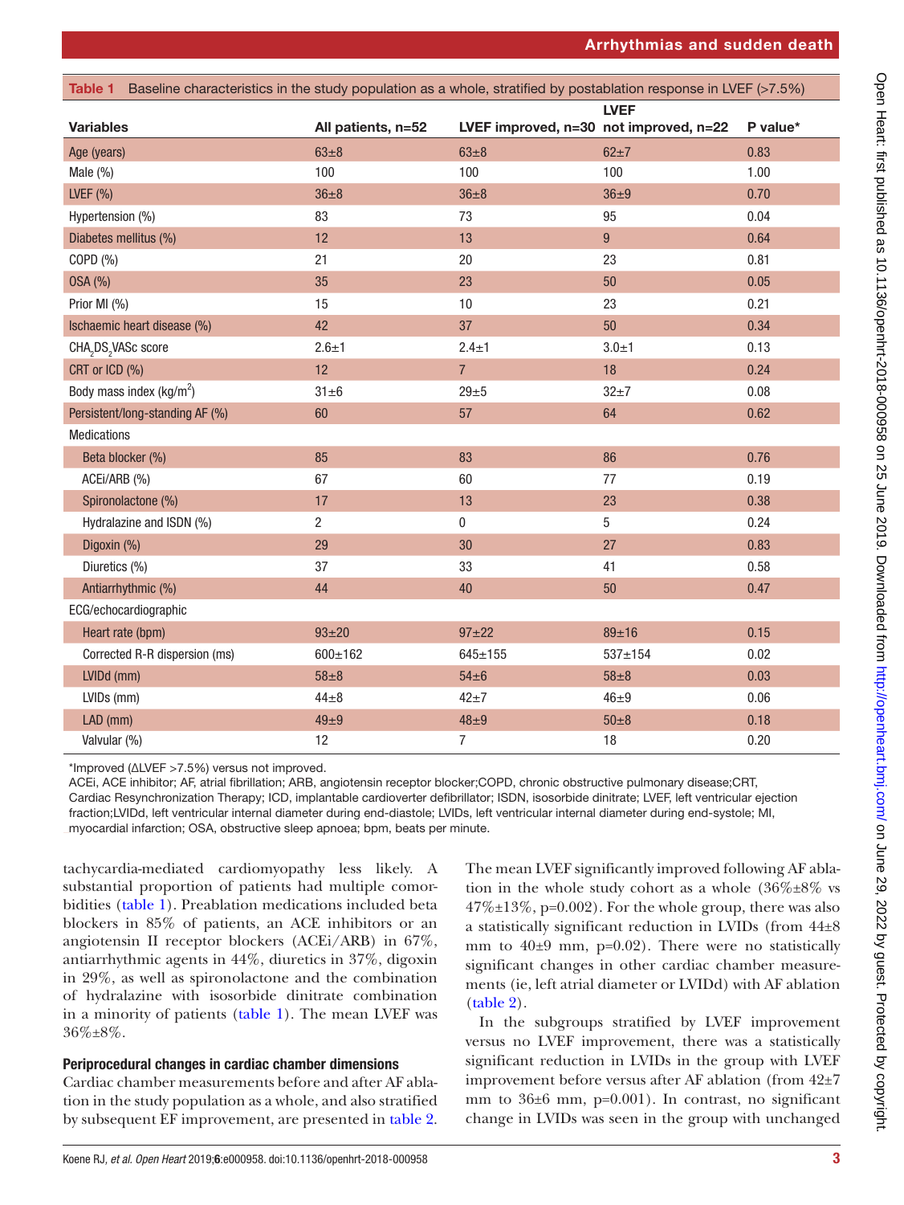**Table 1** Baseline characteristics in the study population as a whole, stratified by postablation response in LVEF (>7.5%)

| Variables | All patients, n=52 | LVEF improved, n=30 | LVEF not improved, n=22 | P value* |
|---|---|---|---|---|
| Age (years) | 63±8 | 63±8 | 62±7 | 0.83 |
| Male (%) | 100 | 100 | 100 | 1.00 |
| LVEF (%) | 36±8 | 36±8 | 36±9 | 0.70 |
| Hypertension (%) | 83 | 73 | 95 | 0.04 |
| Diabetes mellitus (%) | 12 | 13 | 9 | 0.64 |
| COPD (%) | 21 | 20 | 23 | 0.81 |
| OSA (%) | 35 | 23 | 50 | 0.05 |
| Prior MI (%) | 15 | 10 | 23 | 0.21 |
| Ischaemic heart disease (%) | 42 | 37 | 50 | 0.34 |
| $CHA_2DS_2VASc$ score | 2.6±1 | 2.4±1 | 3.0±1 | 0.13 |
| CRT or ICD (%) | 12 | 7 | 18 | 0.24 |
| Body mass index ($kg/m^2$) | 31±6 | 29±5 | 32±7 | 0.08 |
| Persistent/long-standing AF (%) | 60 | 57 | 64 | 0.62 |
| Medications | | | | |
| Beta blocker (%) | 85 | 83 | 86 | 0.76 |
| ACEi/ARB (%) | 67 | 60 | 77 | 0.19 |
| Spironolactone (%) | 17 | 13 | 23 | 0.38 |
| Hydralazine and ISDN (%) | 2 | 0 | 5 | 0.24 |
| Digoxin (%) | 29 | 30 | 27 | 0.83 |
| Diuretics (%) | 37 | 33 | 41 | 0.58 |
| Antiarrhythmic (%) | 44 | 40 | 50 | 0.47 |
| ECG/echocardiographic | | | | |
| Heart rate (bpm) | 93±20 | 97±22 | 89±16 | 0.15 |
| Corrected R-R dispersion (ms) | 600±162 | 645±155 | 537±154 | 0.02 |
| LVIDd (mm) | 58±8 | 54±6 | 58±8 | 0.03 |
| LVIDs (mm) | 44±8 | 42±7 | 46±9 | 0.06 |
| LAD (mm) | 49±9 | 48±9 | 50±8 | 0.18 |
| Valvular (%) | 12 | 7 | 18 | 0.20 |

*Improved (ΔLVEF >7.5%) versus not improved.

ACEi, ACE inhibitor; AF, atrial fibrillation; ARB, angiotensin receptor blocker;COPD, chronic obstructive pulmonary disease;CRT, Cardiac Resynchronization Therapy; ICD, implantable cardioverter defibrillator; ISDN, isosorbide dinitrate; LVEF, left ventricular ejection fraction;LVIDd, left ventricular internal diameter during end-diastole; LVIDs, left ventricular internal diameter during end-systole; MI, myocardial infarction; OSA, obstructive sleep apnoea; bpm, beats per minute.

tachycardia-mediated cardiomyopathy less likely. A substantial proportion of patients had multiple comorbidities (table 1). Preablation medications included beta blockers in 85% of patients, an ACE inhibitors or an angiotensin II receptor blockers (ACEi/ARB) in 67%, antiarrhythmic agents in 44%, diuretics in 37%, digoxin in 29%, as well as spironolactone and the combination of hydralazine with isosorbide dinitrate combination in a minority of patients (table 1). The mean LVEF was 36%±8%.

### Periprocedural changes in cardiac chamber dimensions

Cardiac chamber measurements before and after AF ablation in the study population as a whole, and also stratified by subsequent EF improvement, are presented in table 2. The mean LVEF significantly improved following AF ablation in the whole study cohort as a whole (36%±8% vs 47%±13%, p=0.002). For the whole group, there was also a statistically significant reduction in LVIDs (from 44±8 mm to 40±9 mm, p=0.02). There were no statistically significant changes in other cardiac chamber measurements (ie, left atrial diameter or LVIDd) with AF ablation (table 2).

In the subgroups stratified by LVEF improvement versus no LVEF improvement, there was a statistically significant reduction in LVIDs in the group with LVEF improvement before versus after AF ablation (from 42±7 mm to 36±6 mm, p=0.001). In contrast, no significant change in LVIDs was seen in the group with unchanged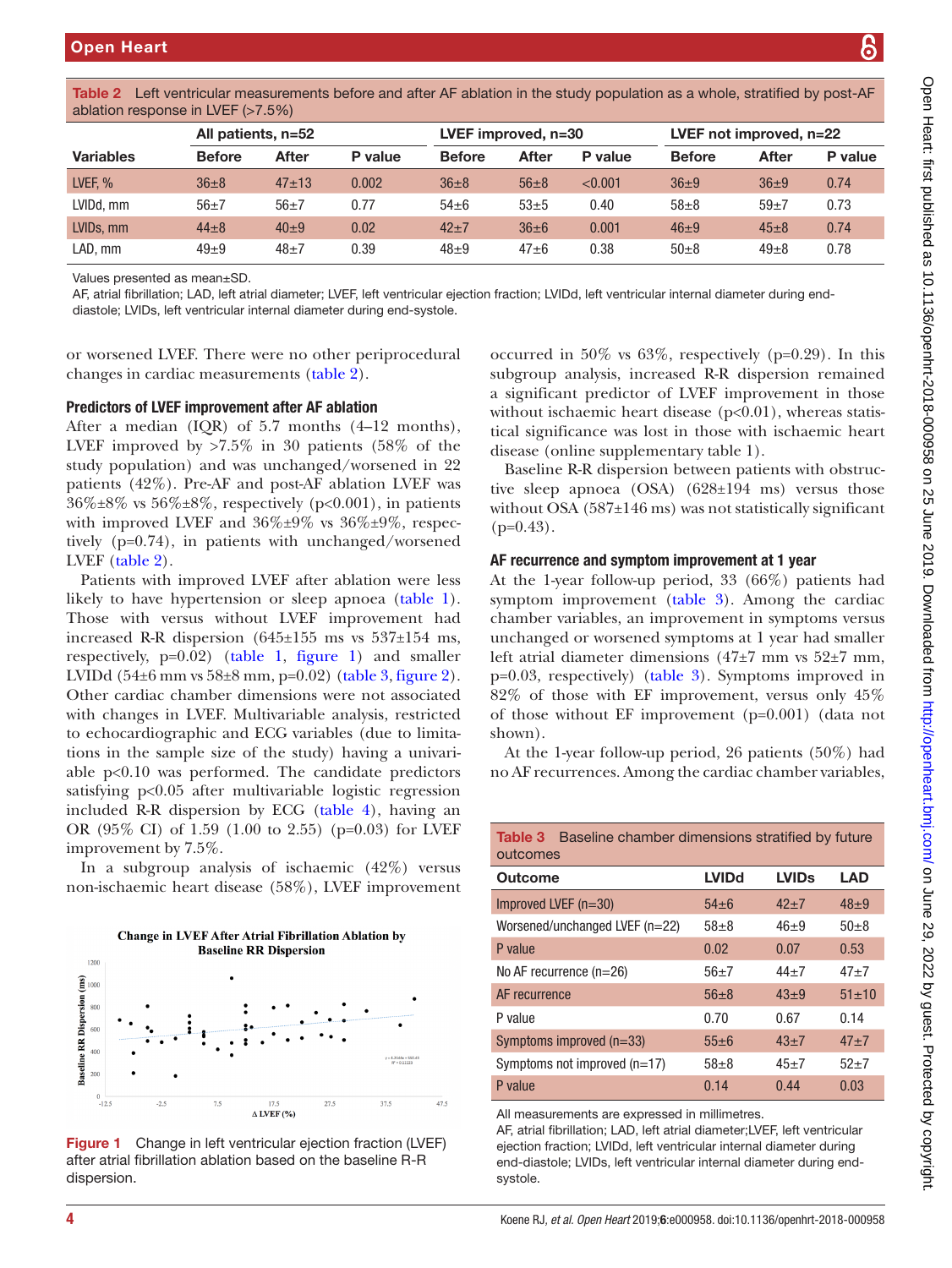Table 2 Left ventricular measurements before and after AF ablation in the study population as a whole, stratified by post-AF ablation response in LVEF (>7.5%)

| Variables | All patients, n=52 | | | LVEF improved, n=30 | | | LVEF not improved, n=22 | | |
|---|---|---|---|---|---|---|---|---|---|
| | Before | After | P value | Before | After | P value | Before | After | P value |
| LVEF, % | 36±8 | 47±13 | 0.002 | 36±8 | 56±8 | <0.001 | 36±9 | 36±9 | 0.74 |
| LVIDd, mm | 56±7 | 56±7 | 0.77 | 54±6 | 53±5 | 0.40 | 58±8 | 59±7 | 0.73 |
| LVIDs, mm | 44±8 | 40±9 | 0.02 | 42±7 | 36±6 | 0.001 | 46±9 | 45±8 | 0.74 |
| LAD, mm | 49±9 | 48±7 | 0.39 | 48±9 | 47±6 | 0.38 | 50±8 | 49±8 | 0.78 |

Values presented as mean±SD.

AF, atrial fibrillation; LAD, left atrial diameter; LVEF, left ventricular ejection fraction; LVIDd, left ventricular internal diameter during end-diastole; LVIDs, left ventricular internal diameter during end-systole.

or worsened LVEF. There were no other periprocedural changes in cardiac measurements (table 2).

### Predictors of LVEF improvement after AF ablation

After a median (IQR) of 5.7 months (4–12 months), LVEF improved by >7.5% in 30 patients (58% of the study population) and was unchanged/worsened in 22 patients (42%). Pre-AF and post-AF ablation LVEF was 36%±8% vs 56%±8%, respectively (p<0.001), in patients with improved LVEF and 36%±9% vs 36%±9%, respectively (p=0.74), in patients with unchanged/worsened LVEF (table 2).

Patients with improved LVEF after ablation were less likely to have hypertension or sleep apnoea (table 1). Those with versus without LVEF improvement had increased R-R dispersion (645±155 ms vs 537±154 ms, respectively, p=0.02) (table 1, figure 1) and smaller LVIDd (54±6 mm vs 58±8 mm, p=0.02) (table 3, figure 2). Other cardiac chamber dimensions were not associated with changes in LVEF. Multivariable analysis, restricted to echocardiographic and ECG variables (due to limitations in the sample size of the study) having a univariable p<0.10 was performed. The candidate predictors satisfying p<0.05 after multivariable logistic regression included R-R dispersion by ECG (table 4), having an OR (95% CI) of 1.59 (1.00 to 2.55) (p=0.03) for LVEF improvement by 7.5%.

In a subgroup analysis of ischaemic (42%) versus non-ischaemic heart disease (58%), LVEF improvement occurred in 50% vs 63%, respectively (p=0.29). In this subgroup analysis, increased R-R dispersion remained a significant predictor of LVEF improvement in those without ischaemic heart disease (p<0.01), whereas statistical significance was lost in those with ischaemic heart disease (online supplementary table 1).

Baseline R-R dispersion between patients with obstructive sleep apnoea (OSA) (628±194 ms) versus those without OSA (587±146 ms) was not statistically significant (p=0.43).

Figure 1 Change in left ventricular ejection fraction (LVEF) after atrial fibrillation ablation based on the baseline R-R dispersion.

### AF recurrence and symptom improvement at 1 year

At the 1-year follow-up period, 33 (66%) patients had symptom improvement (table 3). Among the cardiac chamber variables, an improvement in symptoms versus unchanged or worsened symptoms at 1 year had smaller left atrial diameter dimensions (47±7 mm vs 52±7 mm, p=0.03, respectively) (table 3). Symptoms improved in 82% of those with EF improvement, versus only 45% of those without EF improvement (p=0.001) (data not shown).

At the 1-year follow-up period, 26 patients (50%) had no AF recurrences. Among the cardiac chamber variables,

Table 3 Baseline chamber dimensions stratified by future outcomes

| Outcome | LVIDd | LVIDs | LAD |
|---|---|---|---|
| Improved LVEF (n=30) | 54±6 | 42±7 | 48±9 |
| Worsened/unchanged LVEF (n=22) | 58±8 | 46±9 | 50±8 |
| P value | 0.02 | 0.07 | 0.53 |
| No AF recurrence (n=26) | 56±7 | 44±7 | 47±7 |
| AF recurrence | 56±8 | 43±9 | 51±10 |
| P value | 0.70 | 0.67 | 0.14 |
| Symptoms improved (n=33) | 55±6 | 43±7 | 47±7 |
| Symptoms not improved (n=17) | 58±8 | 45±7 | 52±7 |
| P value | 0.14 | 0.44 | 0.03 |

All measurements are expressed in millimetres.

AF, atrial fibrillation; LAD, left atrial diameter;LVEF, left ventricular ejection fraction; LVIDd, left ventricular internal diameter during end-diastole; LVIDs, left ventricular internal diameter during end-systole.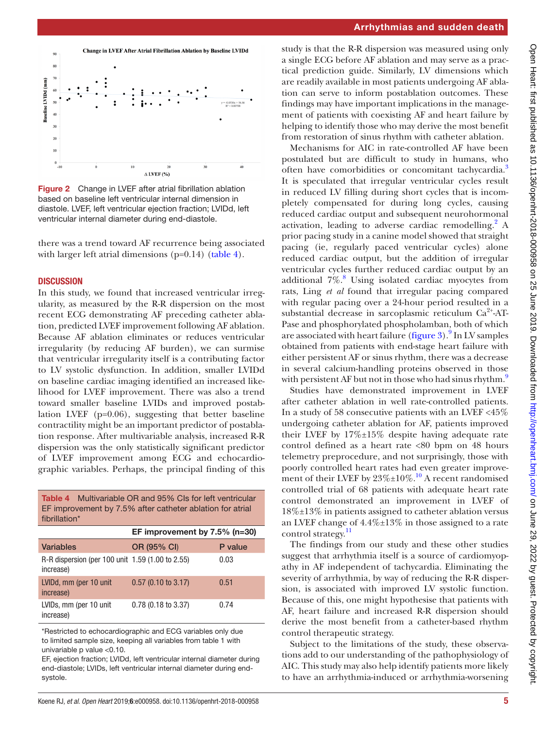Figure 2 Change in LVEF after atrial fibrillation ablation based on baseline left ventricular internal dimension in diastole. LVEF, left ventricular ejection fraction; LVIDd, left ventricular internal diameter during end-diastole.

there was a trend toward AF recurrence being associated with larger left atrial dimensions (p=0.14) (table 4).

## DISCUSSION

In this study, we found that increased ventricular irregularity, as measured by the R-R dispersion on the most recent ECG demonstrating AF preceding catheter ablation, predicted LVEF improvement following AF ablation. Because AF ablation eliminates or reduces ventricular irregularity (by reducing AF burden), we can surmise that ventricular irregularity itself is a contributing factor to LV systolic dysfunction. In addition, smaller LVIDd on baseline cardiac imaging identified an increased likelihood for LVEF improvement. There was also a trend toward smaller baseline LVIDs and improved postablation LVEF (p=0.06), suggesting that better baseline contractility might be an important predictor of postablation response. After multivariable analysis, increased R-R dispersion was the only statistically significant predictor of LVEF improvement among ECG and echocardiographic variables. Perhaps, the principal finding of this study is that the R-R dispersion was measured using only a single ECG before AF ablation and may serve as a practical prediction guide. Similarly, LV dimensions which are readily available in most patients undergoing AF ablation can serve to inform postablation outcomes. These findings may have important implications in the management of patients with coexisting AF and heart failure by helping to identify those who may derive the most benefit from restoration of sinus rhythm with catheter ablation.

Table 4 Multivariable OR and 95% CIs for left ventricular EF improvement by 7.5% after catheter ablation for atrial fibrillation*

| | EF improvement by 7.5% (n=30) | |
|---|---|---|
| Variables | OR (95% CI) | P value |
| R-R dispersion (per 100 unit increase) | 1.59 (1.00 to 2.55) | 0.03 |
| LVIDd, mm (per 10 unit increase) | 0.57 (0.10 to 3.17) | 0.51 |
| LVIDs, mm (per 10 unit increase) | 0.78 (0.18 to 3.37) | 0.74 |

*Restricted to echocardiographic and ECG variables only due to limited sample size, keeping all variables from table 1 with univariable p value <0.10.

EF, ejection fraction; LVIDd, left ventricular internal diameter during end-diastole; LVIDs, left ventricular internal diameter during end-systole.

Mechanisms for AIC in rate-controlled AF have been postulated but are difficult to study in humans, who often have comorbidities or concomitant tachycardia.[3] It is speculated that irregular ventricular cycles result in reduced LV filling during short cycles that is incompletely compensated for during long cycles, causing reduced cardiac output and subsequent neurohormonal activation, leading to adverse cardiac remodelling.[2] A prior pacing study in a canine model showed that straight pacing (ie, regularly paced ventricular cycles) alone reduced cardiac output, but the addition of irregular ventricular cycles further reduced cardiac output by an additional 7%.[8] Using isolated cardiac myocytes from rats, Ling *et al* found that irregular pacing compared with regular pacing over a 24-hour period resulted in a substantial decrease in sarcoplasmic reticulum $Ca^{2+}$-ATPase and phosphorylated phospholamban, both of which are associated with heart failure (figure 3).[9] In LV samples obtained from patients with end-stage heart failure with either persistent AF or sinus rhythm, there was a decrease in several calcium-handling proteins observed in those with persistent AF but not in those who had sinus rhythm.[9]

Studies have demonstrated improvement in LVEF after catheter ablation in well rate-controlled patients. In a study of 58 consecutive patients with an LVEF <45% undergoing catheter ablation for AF, patients improved their LVEF by 17%±15% despite having adequate rate control defined as a heart rate <80 bpm on 48 hours telemetry preprocedure, and not surprisingly, those with poorly controlled heart rates had even greater improvement of their LVEF by 23%±10%.[10] A recent randomised controlled trial of 68 patients with adequate heart rate control demonstrated an improvement in LVEF of 18%±13% in patients assigned to catheter ablation versus an LVEF change of 4.4%±13% in those assigned to a rate control strategy.[11]

The findings from our study and these other studies suggest that arrhythmia itself is a source of cardiomyopathy in AF independent of tachycardia. Eliminating the severity of arrhythmia, by way of reducing the R-R dispersion, is associated with improved LV systolic function. Because of this, one might hypothesise that patients with AF, heart failure and increased R-R dispersion should derive the most benefit from a catheter-based rhythm control therapeutic strategy.

Subject to the limitations of the study, these observations add to our understanding of the pathophysiology of AIC. This study may also help identify patients more likely to have an arrhythmia-induced or arrhythmia-worsening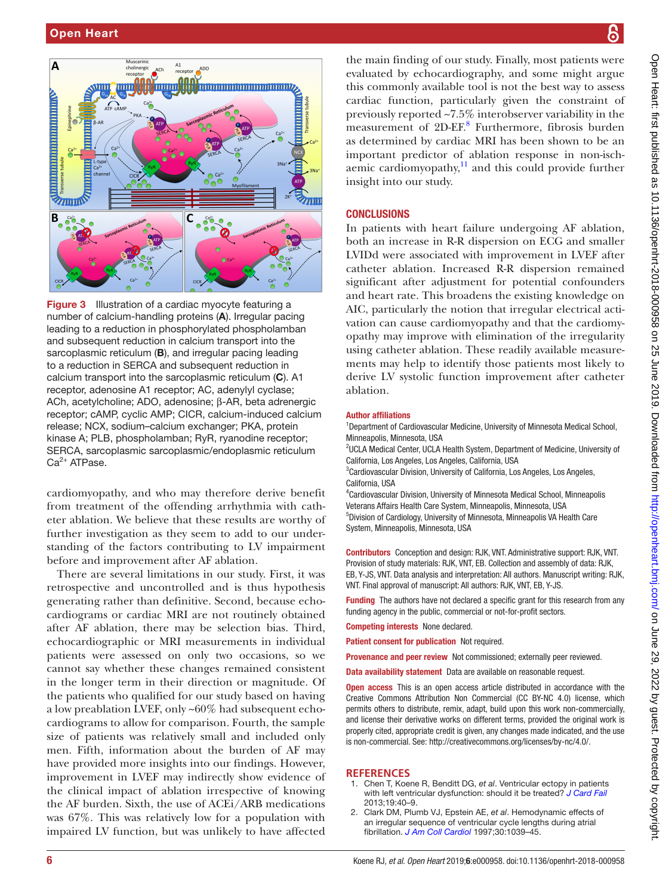Figure 3 Illustration of a cardiac myocyte featuring a number of calcium-handling proteins (**A**). Irregular pacing leading to a reduction in phosphorylated phospholamban and subsequent reduction in calcium transport into the sarcoplasmic reticulum (**B**), and irregular pacing leading to a reduction in SERCA and subsequent reduction in calcium transport into the sarcoplasmic reticulum (**C**). A1 receptor, adenosine A1 receptor; AC, adenylyl cyclase; ACh, acetylcholine; ADO, adenosine; β-AR, beta adrenergic receptor; cAMP, cyclic AMP; CICR, calcium-induced calcium release; NCX, sodium–calcium exchanger; PKA, protein kinase A; PLB, phospholamban; RyR, ryanodine receptor; SERCA, sarcoplasmic sarcoplasmic/endoplasmic reticulum $Ca^{2+}$ ATPase.

cardiomyopathy, and who may therefore derive benefit from treatment of the offending arrhythmia with catheter ablation. We believe that these results are worthy of further investigation as they seem to add to our understanding of the factors contributing to LV impairment before and improvement after AF ablation.

There are several limitations in our study. First, it was retrospective and uncontrolled and is thus hypothesis generating rather than definitive. Second, because echocardiograms or cardiac MRI are not routinely obtained after AF ablation, there may be selection bias. Third, echocardiographic or MRI measurements in individual patients were assessed on only two occasions, so we cannot say whether these changes remained consistent in the longer term in their direction or magnitude. Of the patients who qualified for our study based on having a low preablation LVEF, only ~60% had subsequent echocardiograms to allow for comparison. Fourth, the sample size of patients was relatively small and included only men. Fifth, information about the burden of AF may have provided more insights into our findings. However, improvement in LVEF may indirectly show evidence of the clinical impact of ablation irrespective of knowing the AF burden. Sixth, the use of ACEi/ARB medications was 67%. This was relatively low for a population with impaired LV function, but was unlikely to have affected the main finding of our study. Finally, most patients were evaluated by echocardiography, and some might argue this commonly available tool is not the best way to assess cardiac function, particularly given the constraint of previously reported ~7.5% interobserver variability in the measurement of 2D-EF.[8] Furthermore, fibrosis burden as determined by cardiac MRI has been shown to be an important predictor of ablation response in non-ischaemic cardiomyopathy,[11] and this could provide further insight into our study.

## CONCLUSIONS

In patients with heart failure undergoing AF ablation, both an increase in R-R dispersion on ECG and smaller LVIDd were associated with improvement in LVEF after catheter ablation. Increased R-R dispersion remained significant after adjustment for potential confounders and heart rate. This broadens the existing knowledge on AIC, particularly the notion that irregular electrical activation can cause cardiomyopathy and that the cardiomyopathy may improve with elimination of the irregularity using catheter ablation. These readily available measurements may help to identify those patients most likely to derive LV systolic function improvement after catheter ablation.

**Author affiliations**

[1]Department of Cardiovascular Medicine, University of Minnesota Medical School, Minneapolis, Minnesota, USA
[2]UCLA Medical Center, UCLA Health System, Department of Medicine, University of California, Los Angeles, Los Angeles, California, USA
[3]Cardiovascular Division, University of California, Los Angeles, Los Angeles, California, USA
[4]Cardiovascular Division, University of Minnesota Medical School, Minneapolis Veterans Affairs Health Care System, Minneapolis, Minnesota, USA
[5]Division of Cardiology, University of Minnesota, Minneapolis VA Health Care System, Minneapolis, Minnesota, USA

**Contributors** Conception and design: RJK, VNT. Administrative support: RJK, VNT. Provision of study materials: RJK, VNT, EB. Collection and assembly of data: RJK, EB, Y-JS, VNT. Data analysis and interpretation: All authors. Manuscript writing: RJK, VNT. Final approval of manuscript: All authors: RJK, VNT, EB, Y-JS.

**Funding** The authors have not declared a specific grant for this research from any funding agency in the public, commercial or not-for-profit sectors.

**Competing interests** None declared.

**Patient consent for publication** Not required.

**Provenance and peer review** Not commissioned; externally peer reviewed.

**Data availability statement** Data are available on reasonable request.

**Open access** This is an open access article distributed in accordance with the Creative Commons Attribution Non Commercial (CC BY-NC 4.0) license, which permits others to distribute, remix, adapt, build upon this work non-commercially, and license their derivative works on different terms, provided the original work is properly cited, appropriate credit is given, any changes made indicated, and the use is non-commercial. See: http://creativecommons.org/licenses/by-nc/4.0/.

## REFERENCES

1. Chen T, Koene R, Benditt DG, *et al*. Ventricular ectopy in patients with left ventricular dysfunction: should it be treated? *J Card Fail* 2013;19:40–9.
2. Clark DM, Plumb VJ, Epstein AE, *et al*. Hemodynamic effects of an irregular sequence of ventricular cycle lengths during atrial fibrillation. *J Am Coll Cardiol* 1997;30:1039–45.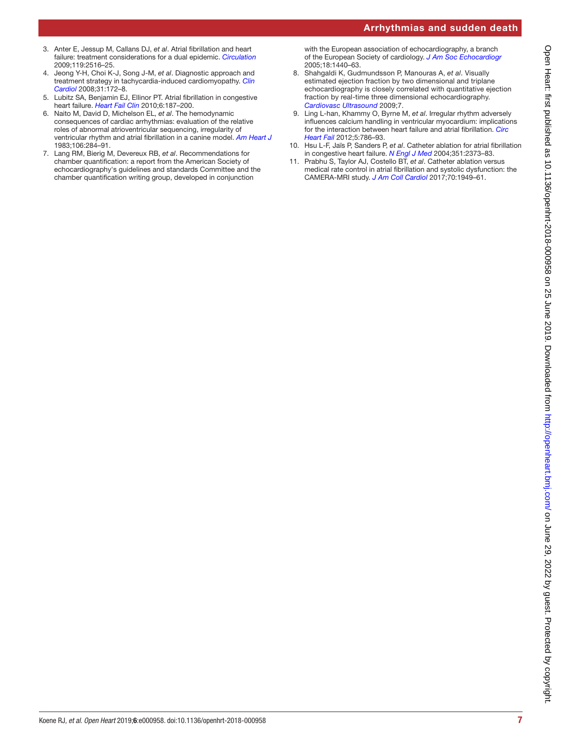3. Anter E, Jessup M, Callans DJ, *et al*. Atrial fibrillation and heart failure: treatment considerations for a dual epidemic. *Circulation* 2009;119:2516–25.
4. Jeong Y-H, Choi K-J, Song J-M, *et al*. Diagnostic approach and treatment strategy in tachycardia-induced cardiomyopathy. *Clin Cardiol* 2008;31:172–8.
5. Lubitz SA, Benjamin EJ, Ellinor PT. Atrial fibrillation in congestive heart failure. *Heart Fail Clin* 2010;6:187–200.
6. Naito M, David D, Michelson EL, *et al*. The hemodynamic consequences of cardiac arrhythmias: evaluation of the relative roles of abnormal atrioventricular sequencing, irregularity of ventricular rhythm and atrial fibrillation in a canine model. *Am Heart J* 1983;106:284–91.
7. Lang RM, Bierig M, Devereux RB, *et al*. Recommendations for chamber quantification: a report from the American Society of echocardiography's guidelines and standards Committee and the chamber quantification writing group, developed in conjunction with the European association of echocardiography, a branch of the European Society of cardiology. *J Am Soc Echocardiogr* 2005;18:1440–63.
8. Shahgaldi K, Gudmundsson P, Manouras A, *et al*. Visually estimated ejection fraction by two dimensional and triplane echocardiography is closely correlated with quantitative ejection fraction by real-time three dimensional echocardiography. *Cardiovasc Ultrasound* 2009;7.
9. Ling L-han, Khammy O, Byrne M, *et al*. Irregular rhythm adversely influences calcium handling in ventricular myocardium: implications for the interaction between heart failure and atrial fibrillation. *Circ Heart Fail* 2012;5:786–93.
10. Hsu L-F, Jaïs P, Sanders P, *et al*. Catheter ablation for atrial fibrillation in congestive heart failure. *N Engl J Med* 2004;351:2373–83.
11. Prabhu S, Taylor AJ, Costello BT, *et al*. Catheter ablation versus medical rate control in atrial fibrillation and systolic dysfunction: the CAMERA-MRI study. *J Am Coll Cardiol* 2017;70:1949–61.